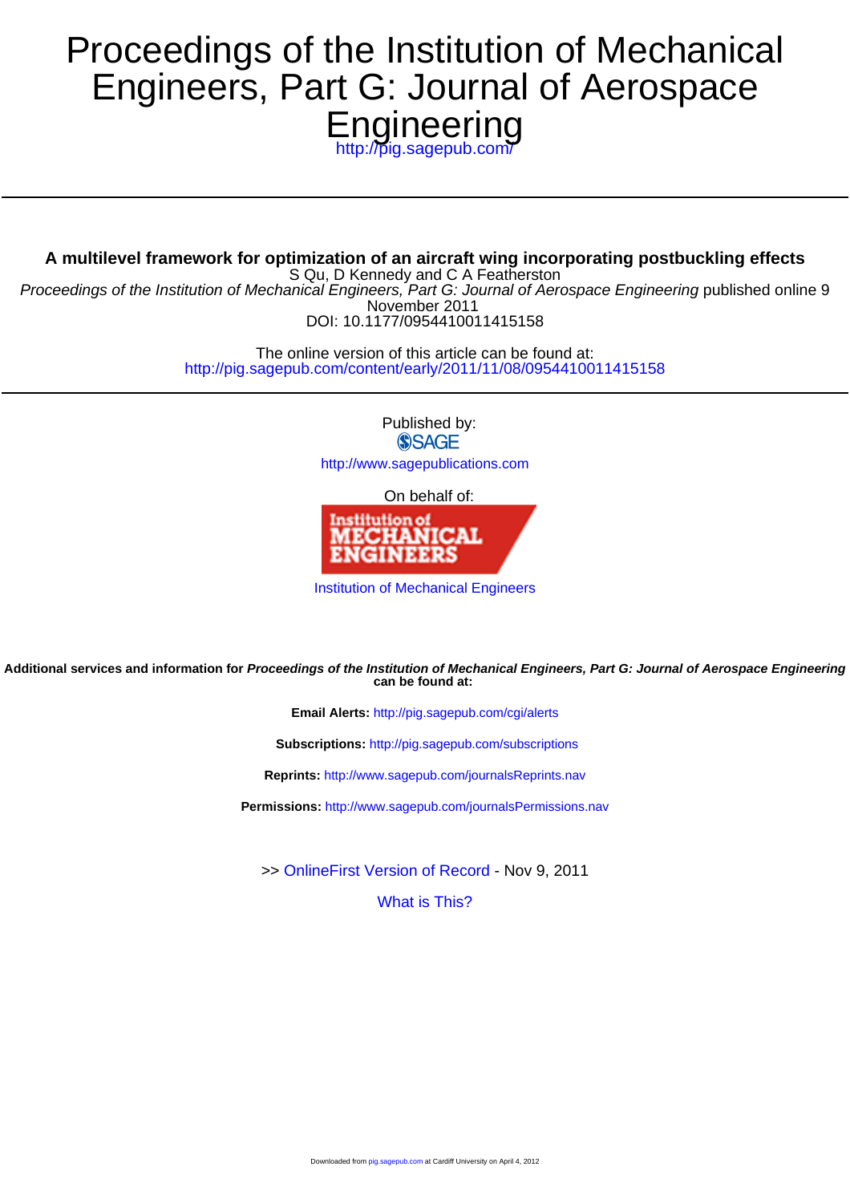# Proceedings of the Institution of Mechanical Engineers, Part G: Journal of Aerospace Engineering

http://pig.sagepub.com/

---

**A multilevel framework for optimization of an aircraft wing incorporating postbuckling effects**

S Qu, D Kennedy and C A Featherston

*Proceedings of the Institution of Mechanical Engineers, Part G: Journal of Aerospace Engineering* published online 9 November 2011

DOI: 10.1177/0954410011415158

The online version of this article can be found at:

http://pig.sagepub.com/content/early/2011/11/08/0954410011415158

---

Published by:

SAGE

http://www.sagepublications.com

On behalf of:

Institution of Mechanical Engineers

Institution of Mechanical Engineers

**Additional services and information for *Proceedings of the Institution of Mechanical Engineers, Part G: Journal of Aerospace Engineering* can be found at:**

**Email Alerts:** http://pig.sagepub.com/cgi/alerts

**Subscriptions:** http://pig.sagepub.com/subscriptions

**Reprints:** http://www.sagepub.com/journalsReprints.nav

**Permissions:** http://www.sagepub.com/journalsPermissions.nav

>> OnlineFirst Version of Record - Nov 9, 2011

What is This?

Downloaded from pig.sagepub.com at Cardiff University on April 4, 2012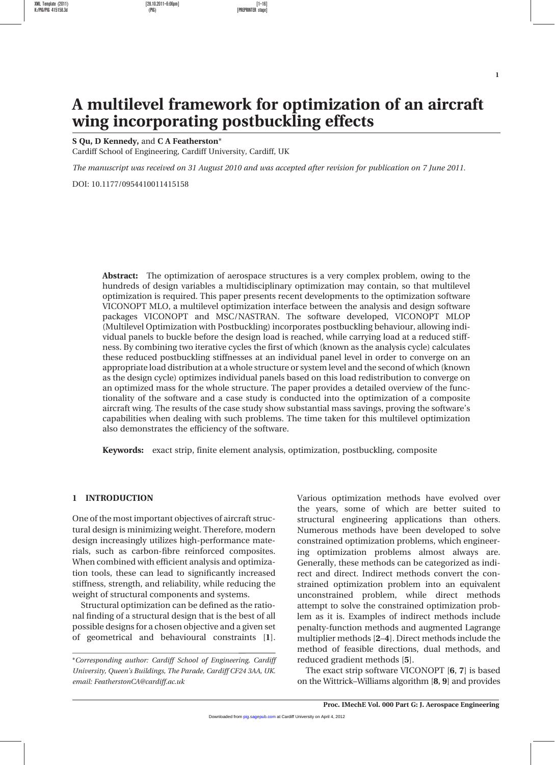# A multilevel framework for optimization of an aircraft wing incorporating postbuckling effects

**S Qu, D Kennedy,** and **C A Featherston***

Cardiff School of Engineering, Cardiff University, Cardiff, UK

*The manuscript was received on 31 August 2010 and was accepted after revision for publication on 7 June 2011.*

DOI: 10.1177/0954410011415158

**Abstract:** The optimization of aerospace structures is a very complex problem, owing to the hundreds of design variables a multidisciplinary optimization may contain, so that multilevel optimization is required. This paper presents recent developments to the optimization software VICONOPT MLO, a multilevel optimization interface between the analysis and design software packages VICONOPT and MSC/NASTRAN. The software developed, VICONOPT MLOP (Multilevel Optimization with Postbuckling) incorporates postbuckling behaviour, allowing individual panels to buckle before the design load is reached, while carrying load at a reduced stiffness. By combining two iterative cycles the first of which (known as the analysis cycle) calculates these reduced postbuckling stiffnesses at an individual panel level in order to converge on an appropriate load distribution at a whole structure or system level and the second of which (known as the design cycle) optimizes individual panels based on this load redistribution to converge on an optimized mass for the whole structure. The paper provides a detailed overview of the functionality of the software and a case study is conducted into the optimization of a composite aircraft wing. The results of the case study show substantial mass savings, proving the software's capabilities when dealing with such problems. The time taken for this multilevel optimization also demonstrates the efficiency of the software.

**Keywords:** exact strip, finite element analysis, optimization, postbuckling, composite

## 1 INTRODUCTION

One of the most important objectives of aircraft structural design is minimizing weight. Therefore, modern design increasingly utilizes high-performance materials, such as carbon-fibre reinforced composites. When combined with efficient analysis and optimization tools, these can lead to significantly increased stiffness, strength, and reliability, while reducing the weight of structural components and systems.

Structural optimization can be defined as the rational finding of a structural design that is the best of all possible designs for a chosen objective and a given set of geometrical and behavioural constraints [**1**]. Various optimization methods have evolved over the years, some of which are better suited to structural engineering applications than others. Numerous methods have been developed to solve constrained optimization problems, which engineering optimization problems almost always are. Generally, these methods can be categorized as indirect and direct. Indirect methods convert the constrained optimization problem into an equivalent unconstrained problem, while direct methods attempt to solve the constrained optimization problem as it is. Examples of indirect methods include penalty-function methods and augmented Lagrange multiplier methods [**2**–**4**]. Direct methods include the method of feasible directions, dual methods, and reduced gradient methods [**5**].

The exact strip software VICONOPT [**6**, **7**] is based on the Wittrick–Williams algorithm [**8**, **9**] and provides

*Corresponding author: Cardiff School of Engineering, Cardiff University, Queen's Buildings, The Parade, Cardiff CF24 3AA, UK. email: FeatherstonCA@cardiff.ac.uk*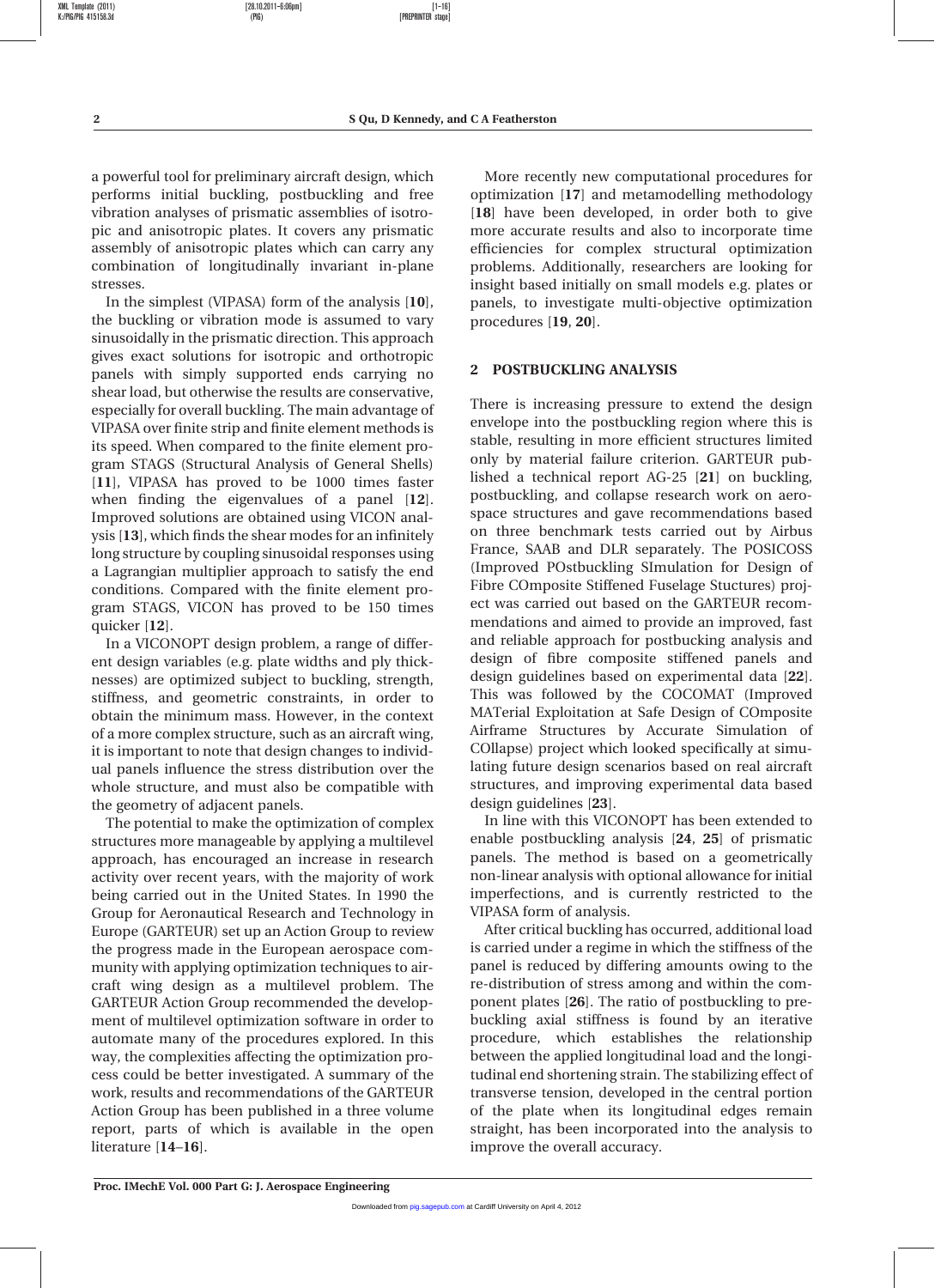a powerful tool for preliminary aircraft design, which performs initial buckling, postbuckling and free vibration analyses of prismatic assemblies of isotropic and anisotropic plates. It covers any prismatic assembly of anisotropic plates which can carry any combination of longitudinally invariant in-plane stresses.

In the simplest (VIPASA) form of the analysis [**10**], the buckling or vibration mode is assumed to vary sinusoidally in the prismatic direction. This approach gives exact solutions for isotropic and orthotropic panels with simply supported ends carrying no shear load, but otherwise the results are conservative, especially for overall buckling. The main advantage of VIPASA over finite strip and finite element methods is its speed. When compared to the finite element program STAGS (Structural Analysis of General Shells) [**11**], VIPASA has proved to be 1000 times faster when finding the eigenvalues of a panel [**12**]. Improved solutions are obtained using VICON analysis [**13**], which finds the shear modes for an infinitely long structure by coupling sinusoidal responses using a Lagrangian multiplier approach to satisfy the end conditions. Compared with the finite element program STAGS, VICON has proved to be 150 times quicker [**12**].

In a VICONOPT design problem, a range of different design variables (e.g. plate widths and ply thicknesses) are optimized subject to buckling, strength, stiffness, and geometric constraints, in order to obtain the minimum mass. However, in the context of a more complex structure, such as an aircraft wing, it is important to note that design changes to individual panels influence the stress distribution over the whole structure, and must also be compatible with the geometry of adjacent panels.

The potential to make the optimization of complex structures more manageable by applying a multilevel approach, has encouraged an increase in research activity over recent years, with the majority of work being carried out in the United States. In 1990 the Group for Aeronautical Research and Technology in Europe (GARTEUR) set up an Action Group to review the progress made in the European aerospace community with applying optimization techniques to aircraft wing design as a multilevel problem. The GARTEUR Action Group recommended the development of multilevel optimization software in order to automate many of the procedures explored. In this way, the complexities affecting the optimization process could be better investigated. A summary of the work, results and recommendations of the GARTEUR Action Group has been published in a three volume report, parts of which is available in the open literature [**14**–**16**].

More recently new computational procedures for optimization [**17**] and metamodelling methodology [**18**] have been developed, in order both to give more accurate results and also to incorporate time efficiencies for complex structural optimization problems. Additionally, researchers are looking for insight based initially on small models e.g. plates or panels, to investigate multi-objective optimization procedures [**19**, **20**].

## 2 POSTBUCKLING ANALYSIS

There is increasing pressure to extend the design envelope into the postbuckling region where this is stable, resulting in more efficient structures limited only by material failure criterion. GARTEUR published a technical report AG-25 [**21**] on buckling, postbuckling, and collapse research work on aerospace structures and gave recommendations based on three benchmark tests carried out by Airbus France, SAAB and DLR separately. The POSICOSS (Improved POstbuckling SImulation for Design of Fibre COmposite Stiffened Fuselage Stuctures) project was carried out based on the GARTEUR recommendations and aimed to provide an improved, fast and reliable approach for postbucking analysis and design of fibre composite stiffened panels and design guidelines based on experimental data [**22**]. This was followed by the COCOMAT (Improved MATerial Exploitation at Safe Design of COmposite Airframe Structures by Accurate Simulation of COllapse) project which looked specifically at simulating future design scenarios based on real aircraft structures, and improving experimental data based design guidelines [**23**].

In line with this VICONOPT has been extended to enable postbuckling analysis [**24**, **25**] of prismatic panels. The method is based on a geometrically non-linear analysis with optional allowance for initial imperfections, and is currently restricted to the VIPASA form of analysis.

After critical buckling has occurred, additional load is carried under a regime in which the stiffness of the panel is reduced by differing amounts owing to the re-distribution of stress among and within the component plates [**26**]. The ratio of postbuckling to prebuckling axial stiffness is found by an iterative procedure, which establishes the relationship between the applied longitudinal load and the longitudinal end shortening strain. The stabilizing effect of transverse tension, developed in the central portion of the plate when its longitudinal edges remain straight, has been incorporated into the analysis to improve the overall accuracy.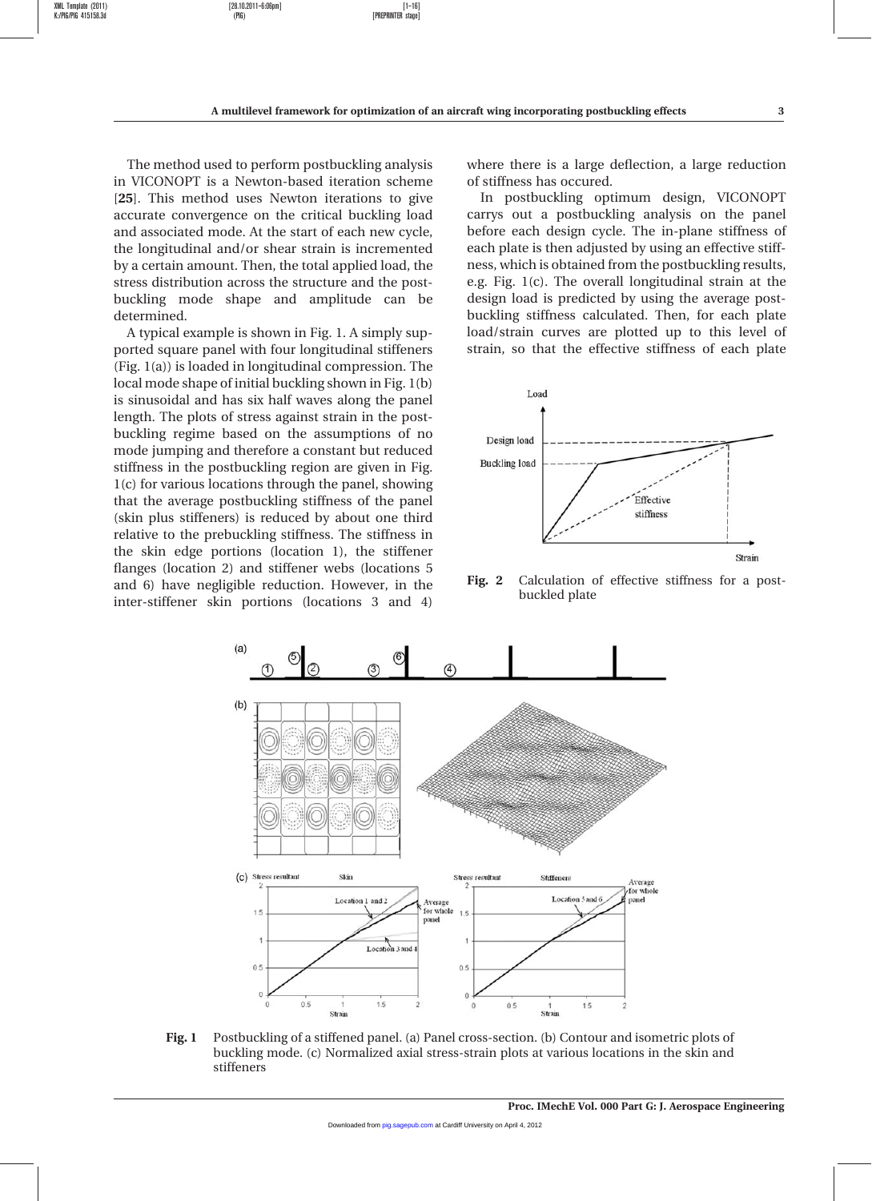The method used to perform postbuckling analysis in VICONOPT is a Newton-based iteration scheme [**25**]. This method uses Newton iterations to give accurate convergence on the critical buckling load and associated mode. At the start of each new cycle, the longitudinal and/or shear strain is incremented by a certain amount. Then, the total applied load, the stress distribution across the structure and the postbuckling mode shape and amplitude can be determined.

A typical example is shown in Fig. 1. A simply supported square panel with four longitudinal stiffeners (Fig. 1(a)) is loaded in longitudinal compression. The local mode shape of initial buckling shown in Fig. 1(b) is sinusoidal and has six half waves along the panel length. The plots of stress against strain in the postbuckling regime based on the assumptions of no mode jumping and therefore a constant but reduced stiffness in the postbuckling region are given in Fig. 1(c) for various locations through the panel, showing that the average postbuckling stiffness of the panel (skin plus stiffeners) is reduced by about one third relative to the prebuckling stiffness. The stiffness in the skin edge portions (location 1), the stiffener flanges (location 2) and stiffener webs (locations 5 and 6) have negligible reduction. However, in the inter-stiffener skin portions (locations 3 and 4) where there is a large deflection, a large reduction of stiffness has occured.

In postbuckling optimum design, VICONOPT carrys out a postbuckling analysis on the panel before each design cycle. The in-plane stiffness of each plate is then adjusted by using an effective stiffness, which is obtained from the postbuckling results, e.g. Fig. 1(c). The overall longitudinal strain at the design load is predicted by using the average postbuckling stiffness calculated. Then, for each plate load/strain curves are plotted up to this level of strain, so that the effective stiffness of each plate

**Fig. 2** Calculation of effective stiffness for a postbuckled plate

**Fig. 1** Postbuckling of a stiffened panel. (a) Panel cross-section. (b) Contour and isometric plots of buckling mode. (c) Normalized axial stress-strain plots at various locations in the skin and stiffeners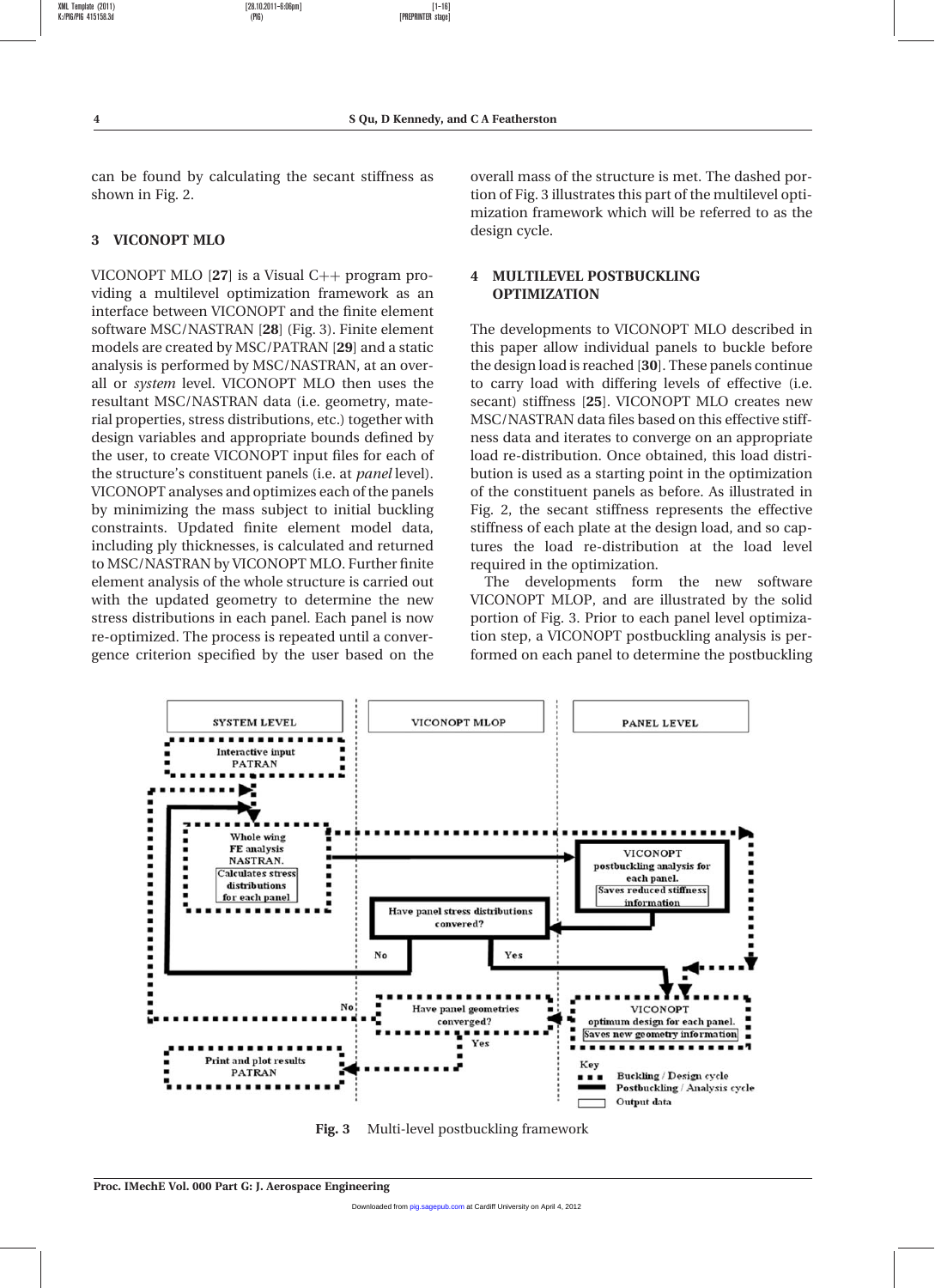can be found by calculating the secant stiffness as shown in Fig. 2.

## 3 VICONOPT MLO

VICONOPT MLO [**27**] is a Visual C++ program providing a multilevel optimization framework as an interface between VICONOPT and the finite element software MSC/NASTRAN [**28**] (Fig. 3). Finite element models are created by MSC/PATRAN [**29**] and a static analysis is performed by MSC/NASTRAN, at an overall or *system* level. VICONOPT MLO then uses the resultant MSC/NASTRAN data (i.e. geometry, material properties, stress distributions, etc.) together with design variables and appropriate bounds defined by the user, to create VICONOPT input files for each of the structure's constituent panels (i.e. at *panel* level). VICONOPT analyses and optimizes each of the panels by minimizing the mass subject to initial buckling constraints. Updated finite element model data, including ply thicknesses, is calculated and returned to MSC/NASTRAN by VICONOPT MLO. Further finite element analysis of the whole structure is carried out with the updated geometry to determine the new stress distributions in each panel. Each panel is now re-optimized. The process is repeated until a convergence criterion specified by the user based on the overall mass of the structure is met. The dashed portion of Fig. 3 illustrates this part of the multilevel optimization framework which will be referred to as the design cycle.

## 4 MULTILEVEL POSTBUCKLING OPTIMIZATION

The developments to VICONOPT MLO described in this paper allow individual panels to buckle before the design load is reached [**30**]. These panels continue to carry load with differing levels of effective (i.e. secant) stiffness [**25**]. VICONOPT MLO creates new MSC/NASTRAN data files based on this effective stiffness data and iterates to converge on an appropriate load re-distribution. Once obtained, this load distribution is used as a starting point in the optimization of the constituent panels as before. As illustrated in Fig. 2, the secant stiffness represents the effective stiffness of each plate at the design load, and so captures the load re-distribution at the load level required in the optimization.

The developments form the new software VICONOPT MLOP, and are illustrated by the solid portion of Fig. 3. Prior to each panel level optimization step, a VICONOPT postbuckling analysis is performed on each panel to determine the postbuckling

**Fig. 3** Multi-level postbuckling framework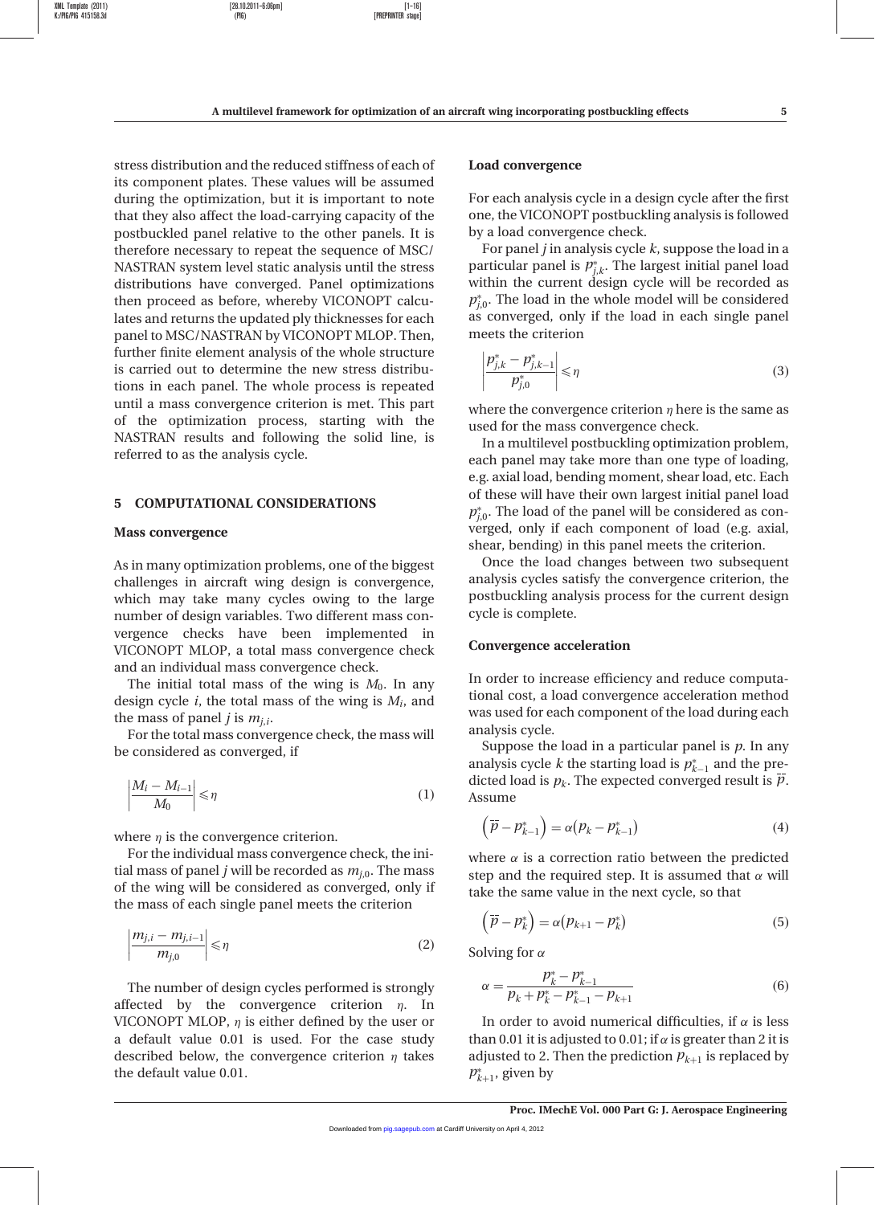stress distribution and the reduced stiffness of each of its component plates. These values will be assumed during the optimization, but it is important to note that they also affect the load-carrying capacity of the postbuckled panel relative to the other panels. It is therefore necessary to repeat the sequence of MSC/NASTRAN system level static analysis until the stress distributions have converged. Panel optimizations then proceed as before, whereby VICONOPT calculates and returns the updated ply thicknesses for each panel to MSC/NASTRAN by VICONOPT MLOP. Then, further finite element analysis of the whole structure is carried out to determine the new stress distributions in each panel. The whole process is repeated until a mass convergence criterion is met. This part of the optimization process, starting with the NASTRAN results and following the solid line, is referred to as the analysis cycle.

## 5 COMPUTATIONAL CONSIDERATIONS

### Mass convergence

As in many optimization problems, one of the biggest challenges in aircraft wing design is convergence, which may take many cycles owing to the large number of design variables. Two different mass convergence checks have been implemented in VICONOPT MLOP, a total mass convergence check and an individual mass convergence check.

The initial total mass of the wing is $M_0$. In any design cycle $i$, the total mass of the wing is $M_i$, and the mass of panel $j$ is $m_{j,i}$.

For the total mass convergence check, the mass will be considered as converged, if

$$\left|\frac{M_i - M_{i-1}}{M_0}\right| \leqslant \eta \tag{1}$$

where $\eta$ is the convergence criterion.

For the individual mass convergence check, the initial mass of panel $j$ will be recorded as $m_{j,0}$. The mass of the wing will be considered as converged, only if the mass of each single panel meets the criterion

$$\left|\frac{m_{j,i} - m_{j,i-1}}{m_{j,0}}\right| \leqslant \eta \tag{2}$$

The number of design cycles performed is strongly affected by the convergence criterion $\eta$. In VICONOPT MLOP, $\eta$ is either defined by the user or a default value 0.01 is used. For the case study described below, the convergence criterion $\eta$ takes the default value 0.01.

### Load convergence

For each analysis cycle in a design cycle after the first one, the VICONOPT postbuckling analysis is followed by a load convergence check.

For panel $j$ in analysis cycle $k$, suppose the load in a particular panel is $p^*_{j,k}$. The largest initial panel load within the current design cycle will be recorded as $p^*_{j,0}$. The load in the whole model will be considered as converged, only if the load in each single panel meets the criterion

$$\left|\frac{p^*_{j,k} - p^*_{j,k-1}}{p^*_{j,0}}\right| \leqslant \eta \tag{3}$$

where the convergence criterion $\eta$ here is the same as used for the mass convergence check.

In a multilevel postbuckling optimization problem, each panel may take more than one type of loading, e.g. axial load, bending moment, shear load, etc. Each of these will have their own largest initial panel load $p^*_{j,0}$. The load of the panel will be considered as converged, only if each component of load (e.g. axial, shear, bending) in this panel meets the criterion.

Once the load changes between two subsequent analysis cycles satisfy the convergence criterion, the postbuckling analysis process for the current design cycle is complete.

### Convergence acceleration

In order to increase efficiency and reduce computational cost, a load convergence acceleration method was used for each component of the load during each analysis cycle.

Suppose the load in a particular panel is $p$. In any analysis cycle $k$ the starting load is $p^*_{k-1}$ and the predicted load is $p_k$. The expected converged result is $\bar{\bar{p}}$. Assume

$$\left(\bar{\bar{p}} - p^*_{k-1}\right) = \alpha\left(p_k - p^*_{k-1}\right) \tag{4}$$

where $\alpha$ is a correction ratio between the predicted step and the required step. It is assumed that $\alpha$ will take the same value in the next cycle, so that

$$\left(\bar{\bar{p}} - p^*_k\right) = \alpha\left(p_{k+1} - p^*_k\right) \tag{5}$$

Solving for $\alpha$

$$\alpha = \frac{p^*_k - p^*_{k-1}}{p_k + p^*_k - p^*_{k-1} - p_{k+1}} \tag{6}$$

In order to avoid numerical difficulties, if $\alpha$ is less than 0.01 it is adjusted to 0.01; if $\alpha$ is greater than 2 it is adjusted to 2. Then the prediction $p_{k+1}$ is replaced by $p^*_{k+1}$, given by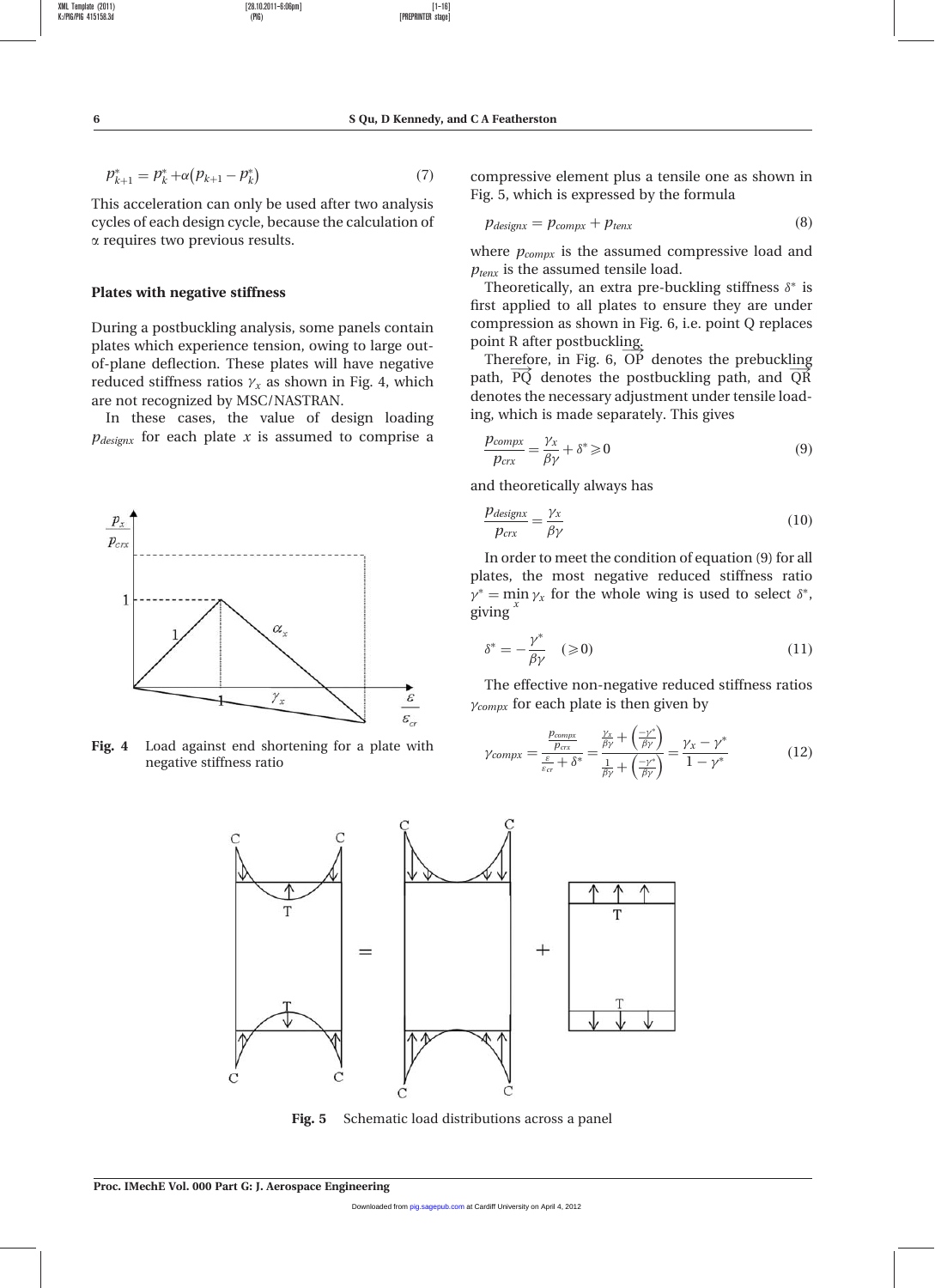$$p_{k+1}^* = p_k^* + \alpha\left(p_{k+1} - p_k^*\right) \tag{7}$$

This acceleration can only be used after two analysis cycles of each design cycle, because the calculation of α requires two previous results.

### Plates with negative stiffness

During a postbuckling analysis, some panels contain plates which experience tension, owing to large out-of-plane deflection. These plates will have negative reduced stiffness ratios $\gamma_x$ as shown in Fig. 4, which are not recognized by MSC/NASTRAN.

In these cases, the value of design loading $p_{designx}$ for each plate $x$ is assumed to comprise a compressive element plus a tensile one as shown in Fig. 5, which is expressed by the formula

$$p_{designx} = p_{compx} + p_{tenx} \tag{8}$$

where $p_{compx}$ is the assumed compressive load and $p_{tenx}$ is the assumed tensile load.

Theoretically, an extra pre-buckling stiffness $\delta^*$ is first applied to all plates to ensure they are under compression as shown in Fig. 6, i.e. point Q replaces point R after postbuckling.

Therefore, in Fig. 6, $\overrightarrow{OP}$ denotes the prebuckling path, $\overrightarrow{PQ}$ denotes the postbuckling path, and $\overrightarrow{QR}$ denotes the necessary adjustment under tensile loading, which is made separately. This gives

$$\frac{p_{compx}}{p_{crx}} = \frac{\gamma_x}{\beta\gamma} + \delta^* \geqslant 0 \tag{9}$$

and theoretically always has

$$\frac{p_{designx}}{p_{crx}} = \frac{\gamma_x}{\beta\gamma} \tag{10}$$

In order to meet the condition of equation (9) for all plates, the most negative reduced stiffness ratio $\gamma^* = \min_x \gamma_x$ for the whole wing is used to select $\delta^*$, giving

$$\delta^* = -\frac{\gamma^*}{\beta\gamma} \quad (\geqslant 0) \tag{11}$$

The effective non-negative reduced stiffness ratios $\gamma_{compx}$ for each plate is then given by

$$\gamma_{compx} = \frac{\frac{p_{compx}}{p_{crx}}}{\frac{\varepsilon}{\varepsilon_{cr}} + \delta^*} = \frac{\frac{\gamma_x}{\beta\gamma} + \left(\frac{-\gamma^*}{\beta\gamma}\right)}{\frac{1}{\beta\gamma} + \left(\frac{-\gamma^*}{\beta\gamma}\right)} = \frac{\gamma_x - \gamma^*}{1 - \gamma^*} \tag{12}$$

**Fig. 4** Load against end shortening for a plate with negative stiffness ratio

**Fig. 5** Schematic load distributions across a panel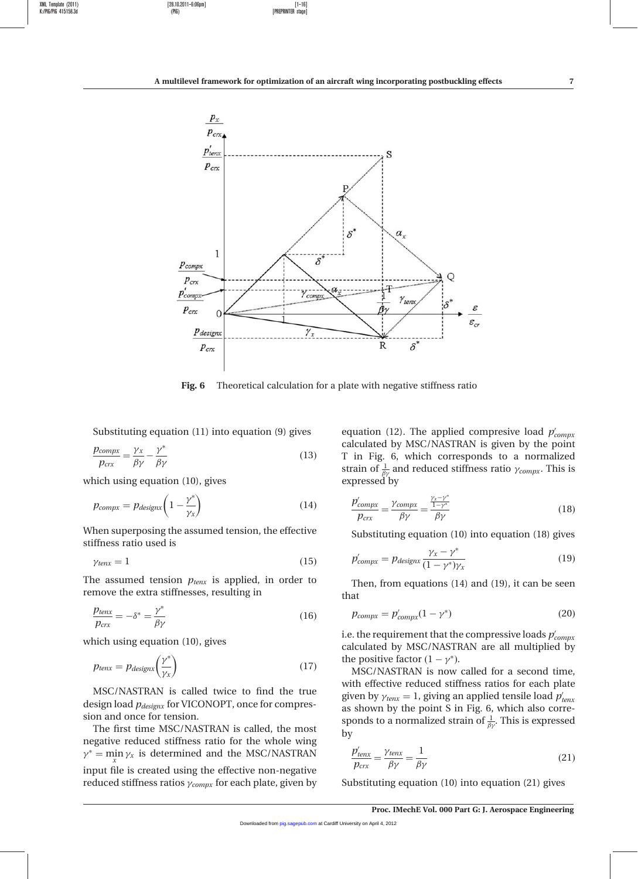Fig. 6 Theoretical calculation for a plate with negative stiffness ratio

Substituting equation (11) into equation (9) gives

$$\frac{p_{compx}}{p_{crx}} = \frac{\gamma_x}{\beta\gamma} - \frac{\gamma^*}{\beta\gamma} \tag{13}$$

which using equation (10), gives

$$p_{compx} = p_{designx}\left(1 - \frac{\gamma^*}{\gamma_x}\right) \tag{14}$$

When superposing the assumed tension, the effective stiffness ratio used is

$$\gamma_{tenx} = 1 \tag{15}$$

The assumed tension $p_{tenx}$ is applied, in order to remove the extra stiffnesses, resulting in

$$\frac{p_{tenx}}{p_{crx}} = -\delta^* = \frac{\gamma^*}{\beta\gamma} \tag{16}$$

which using equation (10), gives

$$p_{tenx} = p_{designx}\left(\frac{\gamma^*}{\gamma_x}\right) \tag{17}$$

MSC/NASTRAN is called twice to find the true design load $p_{designx}$ for VICONOPT, once for compression and once for tension.

The first time MSC/NASTRAN is called, the most negative reduced stiffness ratio for the whole wing $\gamma^* = \min_x \gamma_x$ is determined and the MSC/NASTRAN input file is created using the effective non-negative reduced stiffness ratios $\gamma_{compx}$ for each plate, given by equation (12). The applied compresive load $p'_{compx}$ calculated by MSC/NASTRAN is given by the point T in Fig. 6, which corresponds to a normalized strain of $\frac{1}{\beta\gamma}$ and reduced stiffness ratio $\gamma_{compx}$. This is expressed by

$$\frac{p'_{compx}}{p_{crx}} = \frac{\gamma_{compx}}{\beta\gamma} = \frac{\frac{\gamma_x - \gamma^*}{1-\gamma^*}}{\beta\gamma} \tag{18}$$

Substituting equation (10) into equation (18) gives

$$p'_{compx} = p_{designx}\frac{\gamma_x - \gamma^*}{(1-\gamma^*)\gamma_x} \tag{19}$$

Then, from equations (14) and (19), it can be seen that

$$p_{compx} = p'_{compx}(1 - \gamma^*) \tag{20}$$

i.e. the requirement that the compressive loads $p'_{compx}$ calculated by MSC/NASTRAN are all multiplied by the positive factor $(1 - \gamma^*)$.

MSC/NASTRAN is now called for a second time, with effective reduced stiffness ratios for each plate given by $\gamma_{tenx} = 1$, giving an applied tensile load $p'_{tenx}$ as shown by the point S in Fig. 6, which also corresponds to a normalized strain of $\frac{1}{\beta\gamma}$. This is expressed by

$$\frac{p'_{tenx}}{p_{crx}} = \frac{\gamma_{tenx}}{\beta\gamma} = \frac{1}{\beta\gamma} \tag{21}$$

Substituting equation (10) into equation (21) gives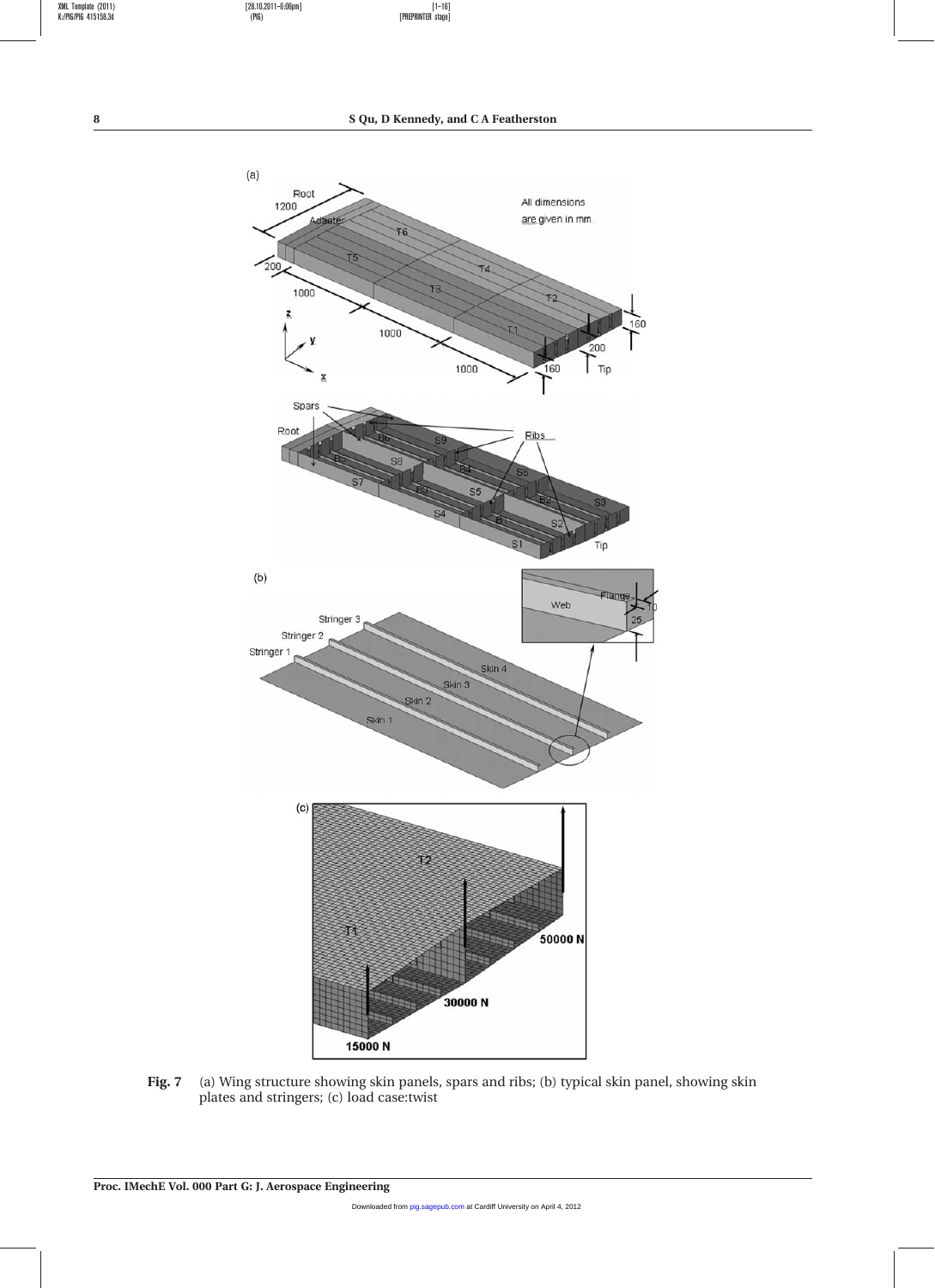**Fig. 7** (a) Wing structure showing skin panels, spars and ribs; (b) typical skin panel, showing skin plates and stringers; (c) load case:twist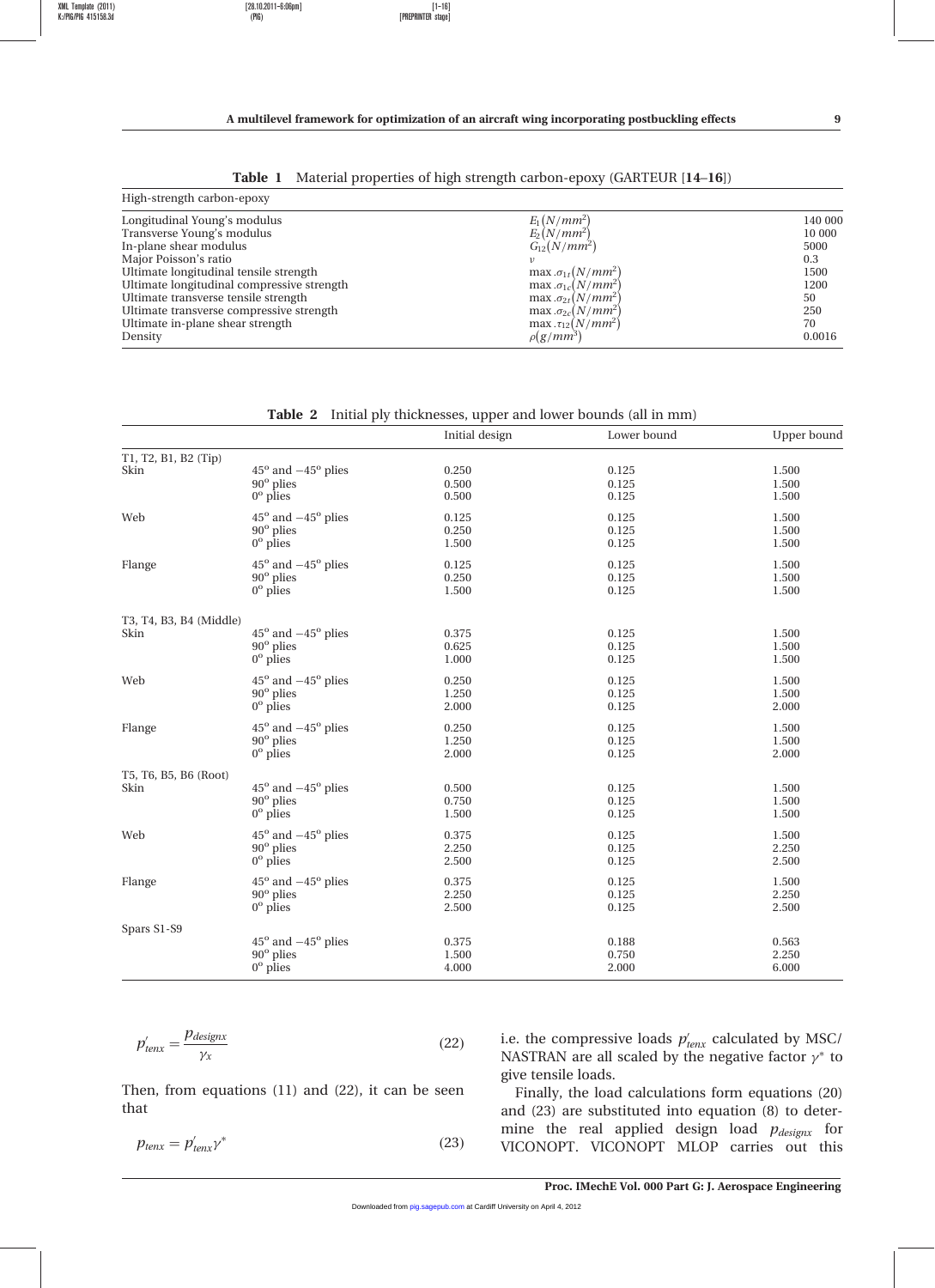**Table 1** Material properties of high strength carbon-epoxy (GARTEUR [14–16])

| High-strength carbon-epoxy | | |
|---|---|---|
| Longitudinal Young's modulus | $E_1(N/mm^2)$ | 140 000 |
| Transverse Young's modulus | $E_2(N/mm^2)$ | 10 000 |
| In-plane shear modulus | $G_{12}(N/mm^2)$ | 5000 |
| Major Poisson's ratio | $\nu$ | 0.3 |
| Ultimate longitudinal tensile strength | $\max.\sigma_{1t}(N/mm^2)$ | 1500 |
| Ultimate longitudinal compressive strength | $\max.\sigma_{1c}(N/mm^2)$ | 1200 |
| Ultimate transverse tensile strength | $\max.\sigma_{2t}(N/mm^2)$ | 50 |
| Ultimate transverse compressive strength | $\max.\sigma_{2c}(N/mm^2)$ | 250 |
| Ultimate in-plane shear strength | $\max.\tau_{12}(N/mm^2)$ | 70 |
| Density | $\rho(g/mm^3)$ | 0.0016 |

**Table 2** Initial ply thicknesses, upper and lower bounds (all in mm)

| | | Initial design | Lower bound | Upper bound |
|---|---|---|---|---|
| T1, T2, B1, B2 (Tip) | | | | |
| Skin | 45° and −45° plies | 0.250 | 0.125 | 1.500 |
| | 90° plies | 0.500 | 0.125 | 1.500 |
| | 0° plies | 0.500 | 0.125 | 1.500 |
| Web | 45° and −45° plies | 0.125 | 0.125 | 1.500 |
| | 90° plies | 0.250 | 0.125 | 1.500 |
| | 0° plies | 1.500 | 0.125 | 1.500 |
| Flange | 45° and −45° plies | 0.125 | 0.125 | 1.500 |
| | 90° plies | 0.250 | 0.125 | 1.500 |
| | 0° plies | 1.500 | 0.125 | 1.500 |
| T3, T4, B3, B4 (Middle) | | | | |
| Skin | 45° and −45° plies | 0.375 | 0.125 | 1.500 |
| | 90° plies | 0.625 | 0.125 | 1.500 |
| | 0° plies | 1.000 | 0.125 | 1.500 |
| Web | 45° and −45° plies | 0.250 | 0.125 | 1.500 |
| | 90° plies | 1.250 | 0.125 | 1.500 |
| | 0° plies | 2.000 | 0.125 | 2.000 |
| Flange | 45° and −45° plies | 0.250 | 0.125 | 1.500 |
| | 90° plies | 1.250 | 0.125 | 1.500 |
| | 0° plies | 2.000 | 0.125 | 2.000 |
| T5, T6, B5, B6 (Root) | | | | |
| Skin | 45° and −45° plies | 0.500 | 0.125 | 1.500 |
| | 90° plies | 0.750 | 0.125 | 1.500 |
| | 0° plies | 1.500 | 0.125 | 1.500 |
| Web | 45° and −45° plies | 0.375 | 0.125 | 1.500 |
| | 90° plies | 2.250 | 0.125 | 2.250 |
| | 0° plies | 2.500 | 0.125 | 2.500 |
| Flange | 45° and −45° plies | 0.375 | 0.125 | 1.500 |
| | 90° plies | 2.250 | 0.125 | 2.250 |
| | 0° plies | 2.500 | 0.125 | 2.500 |
| Spars S1-S9 | | | | |
| | 45° and −45° plies | 0.375 | 0.188 | 0.563 |
| | 90° plies | 1.500 | 0.750 | 2.250 |
| | 0° plies | 4.000 | 2.000 | 6.000 |

$$p'_{tenx} = \frac{p_{designx}}{\gamma_x} \tag{22}$$

Then, from equations (11) and (22), it can be seen that

$$p_{tenx} = p'_{tenx}\gamma^* \tag{23}$$

i.e. the compressive loads $p'_{tenx}$ calculated by MSC/NASTRAN are all scaled by the negative factor $\gamma^*$ to give tensile loads.

Finally, the load calculations form equations (20) and (23) are substituted into equation (8) to determine the real applied design load $p_{designx}$ for VICONOPT. VICONOPT MLOP carries out this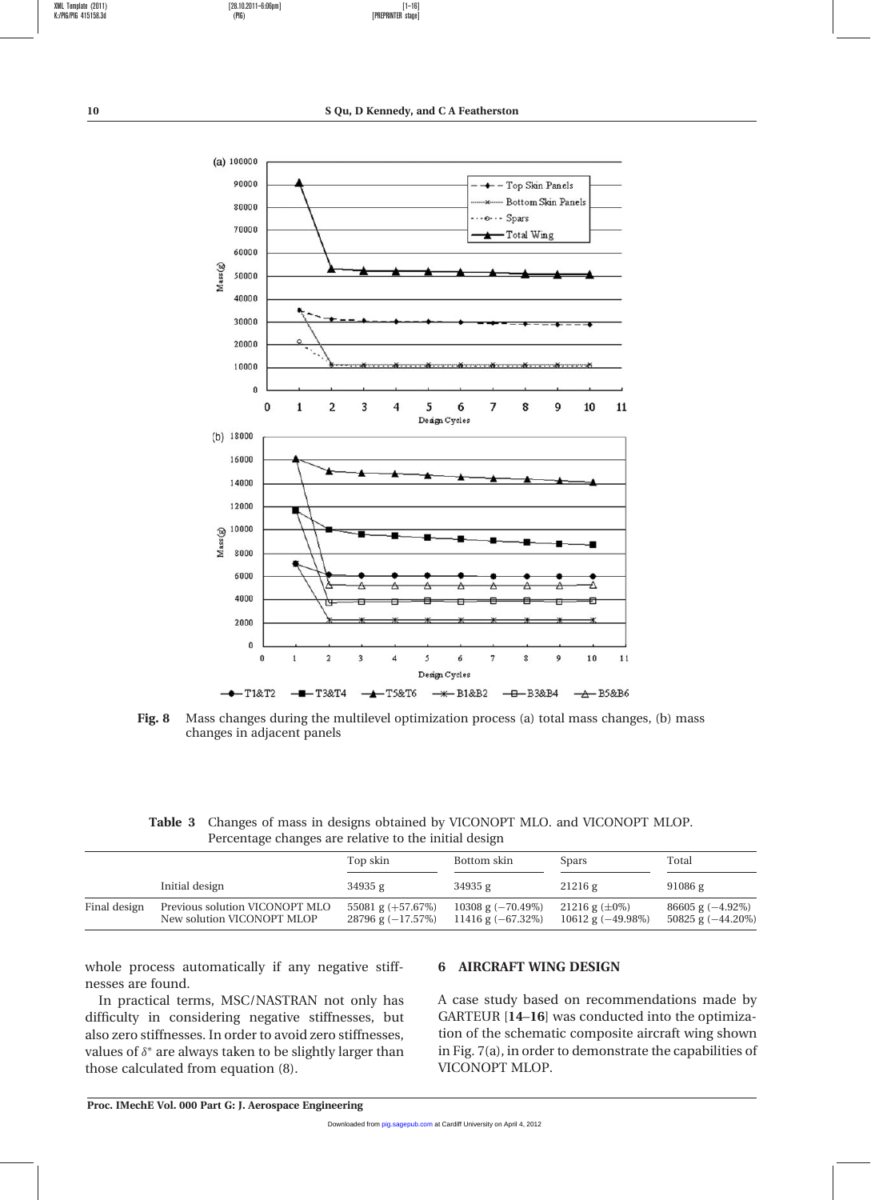Fig. 8 Mass changes during the multilevel optimization process (a) total mass changes, (b) mass changes in adjacent panels

**Table 3** Changes of mass in designs obtained by VICONOPT MLO. and VICONOPT MLOP. Percentage changes are relative to the initial design

| | | Top skin | Bottom skin | Spars | Total |
|---|---|---|---|---|---|
| | Initial design | 34935 g | 34935 g | 21216 g | 91086 g |
| Final design | Previous solution VICONOPT MLO | 55081 g (+57.67%) | 10308 g (−70.49%) | 21216 g (±0%) | 86605 g (−4.92%) |
| | New solution VICONOPT MLOP | 28796 g (−17.57%) | 11416 g (−67.32%) | 10612 g (−49.98%) | 50825 g (−44.20%) |

whole process automatically if any negative stiffnesses are found.

In practical terms, MSC/NASTRAN not only has difficulty in considering negative stiffnesses, but also zero stiffnesses. In order to avoid zero stiffnesses, values of $\delta^*$ are always taken to be slightly larger than those calculated from equation (8).

## 6 AIRCRAFT WING DESIGN

A case study based on recommendations made by GARTEUR [**14–16**] was conducted into the optimization of the schematic composite aircraft wing shown in Fig. 7(a), in order to demonstrate the capabilities of VICONOPT MLOP.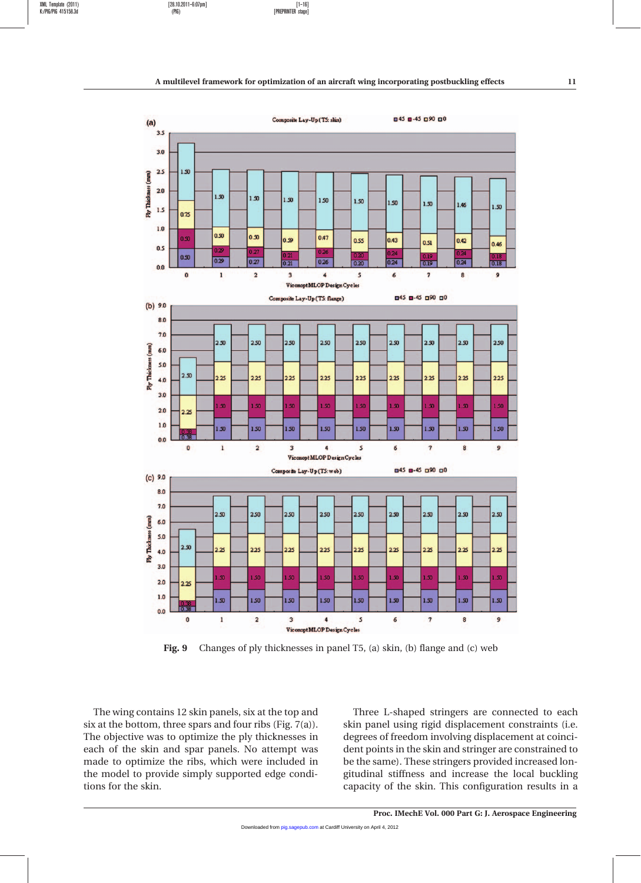Fig. 9 Changes of ply thicknesses in panel T5, (a) skin, (b) flange and (c) web

The wing contains 12 skin panels, six at the top and six at the bottom, three spars and four ribs (Fig. 7(a)). The objective was to optimize the ply thicknesses in each of the skin and spar panels. No attempt was made to optimize the ribs, which were included in the model to provide simply supported edge conditions for the skin.

Three L-shaped stringers are connected to each skin panel using rigid displacement constraints (i.e. degrees of freedom involving displacement at coincident points in the skin and stringer are constrained to be the same). These stringers provided increased longitudinal stiffness and increase the local buckling capacity of the skin. This configuration results in a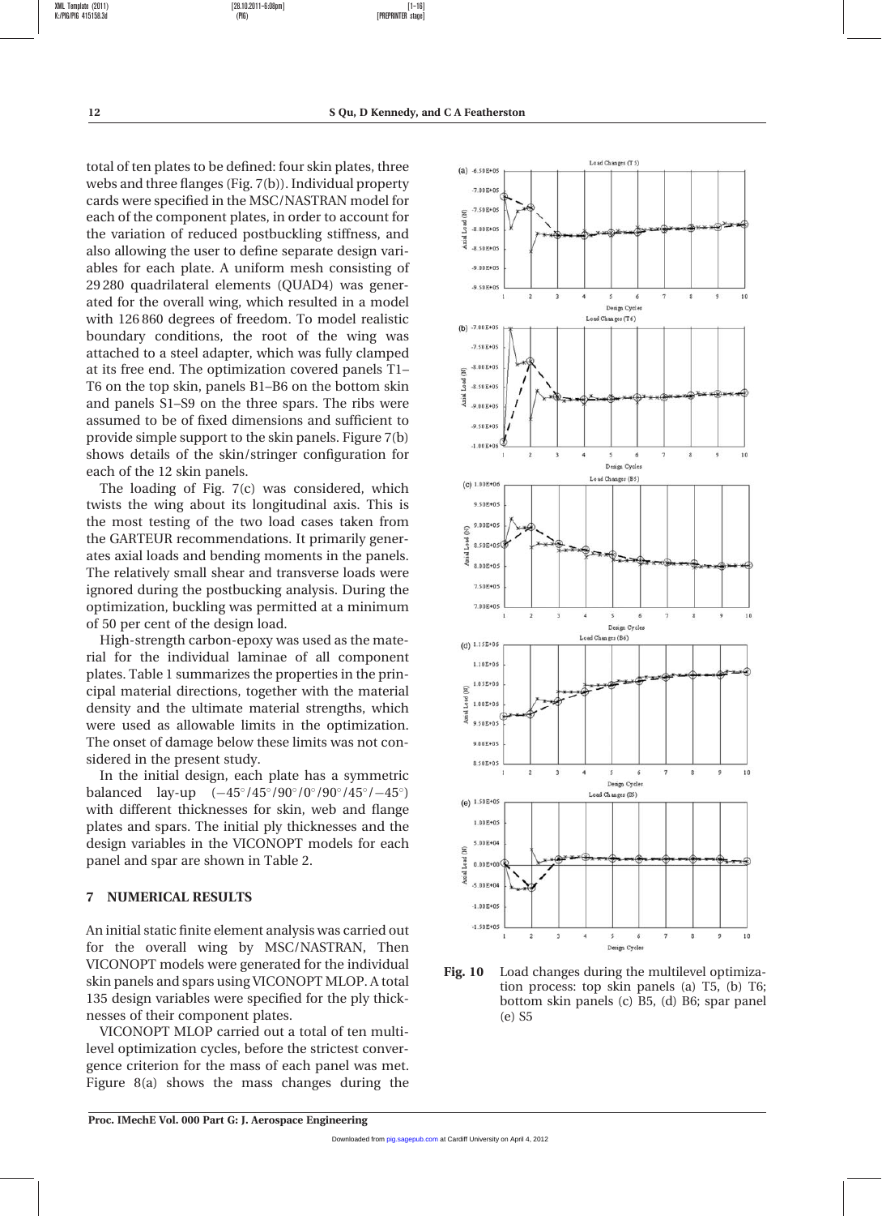total of ten plates to be defined: four skin plates, three webs and three flanges (Fig. 7(b)). Individual property cards were specified in the MSC/NASTRAN model for each of the component plates, in order to account for the variation of reduced postbuckling stiffness, and also allowing the user to define separate design variables for each plate. A uniform mesh consisting of 29 280 quadrilateral elements (QUAD4) was generated for the overall wing, which resulted in a model with 126 860 degrees of freedom. To model realistic boundary conditions, the root of the wing was attached to a steel adapter, which was fully clamped at its free end. The optimization covered panels T1–T6 on the top skin, panels B1–B6 on the bottom skin and panels S1–S9 on the three spars. The ribs were assumed to be of fixed dimensions and sufficient to provide simple support to the skin panels. Figure 7(b) shows details of the skin/stringer configuration for each of the 12 skin panels.

The loading of Fig. 7(c) was considered, which twists the wing about its longitudinal axis. This is the most testing of the two load cases taken from the GARTEUR recommendations. It primarily generates axial loads and bending moments in the panels. The relatively small shear and transverse loads were ignored during the postbucking analysis. During the optimization, buckling was permitted at a minimum of 50 per cent of the design load.

High-strength carbon-epoxy was used as the material for the individual laminae of all component plates. Table 1 summarizes the properties in the principal material directions, together with the material density and the ultimate material strengths, which were used as allowable limits in the optimization. The onset of damage below these limits was not considered in the present study.

In the initial design, each plate has a symmetric balanced lay-up $(-45^\circ/45^\circ/90^\circ/0^\circ/90^\circ/45^\circ/-45^\circ)$ with different thicknesses for skin, web and flange plates and spars. The initial ply thicknesses and the design variables in the VICONOPT models for each panel and spar are shown in Table 2.

## 7 NUMERICAL RESULTS

An initial static finite element analysis was carried out for the overall wing by MSC/NASTRAN, Then VICONOPT models were generated for the individual skin panels and spars using VICONOPT MLOP. A total 135 design variables were specified for the ply thicknesses of their component plates.

VICONOPT MLOP carried out a total of ten multilevel optimization cycles, before the strictest convergence criterion for the mass of each panel was met. Figure 8(a) shows the mass changes during the

**Fig. 10** Load changes during the multilevel optimization process: top skin panels (a) T5, (b) T6; bottom skin panels (c) B5, (d) B6; spar panel (e) S5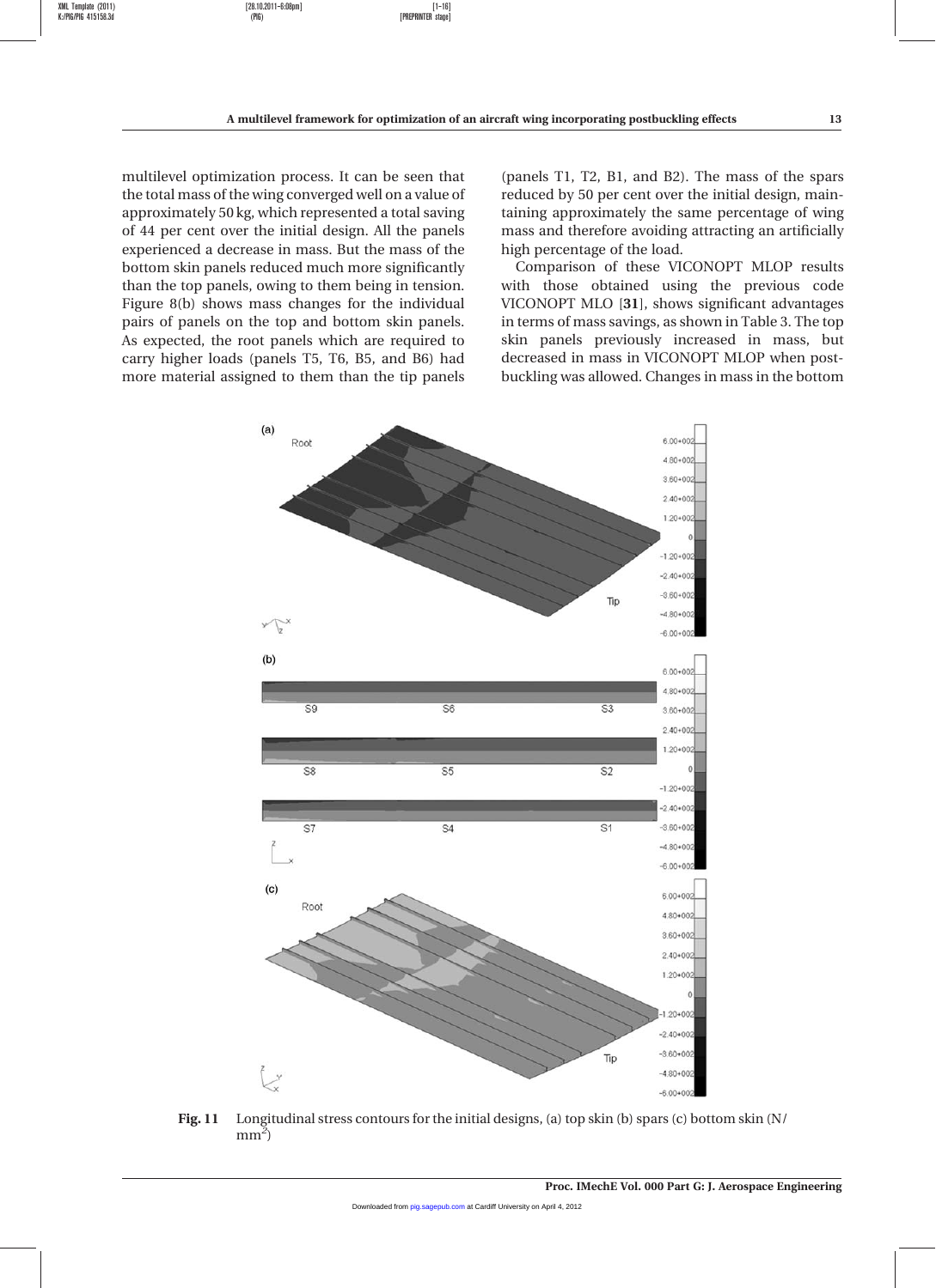multilevel optimization process. It can be seen that the total mass of the wing converged well on a value of approximately 50 kg, which represented a total saving of 44 per cent over the initial design. All the panels experienced a decrease in mass. But the mass of the bottom skin panels reduced much more significantly than the top panels, owing to them being in tension. Figure 8(b) shows mass changes for the individual pairs of panels on the top and bottom skin panels. As expected, the root panels which are required to carry higher loads (panels T5, T6, B5, and B6) had more material assigned to them than the tip panels (panels T1, T2, B1, and B2). The mass of the spars reduced by 50 per cent over the initial design, maintaining approximately the same percentage of wing mass and therefore avoiding attracting an artificially high percentage of the load.

Comparison of these VICONOPT MLOP results with those obtained using the previous code VICONOPT MLO [**31**], shows significant advantages in terms of mass savings, as shown in Table 3. The top skin panels previously increased in mass, but decreased in mass in VICONOPT MLOP when postbuckling was allowed. Changes in mass in the bottom

**Fig. 11** Longitudinal stress contours for the initial designs, (a) top skin (b) spars (c) bottom skin (N/mm$^2$)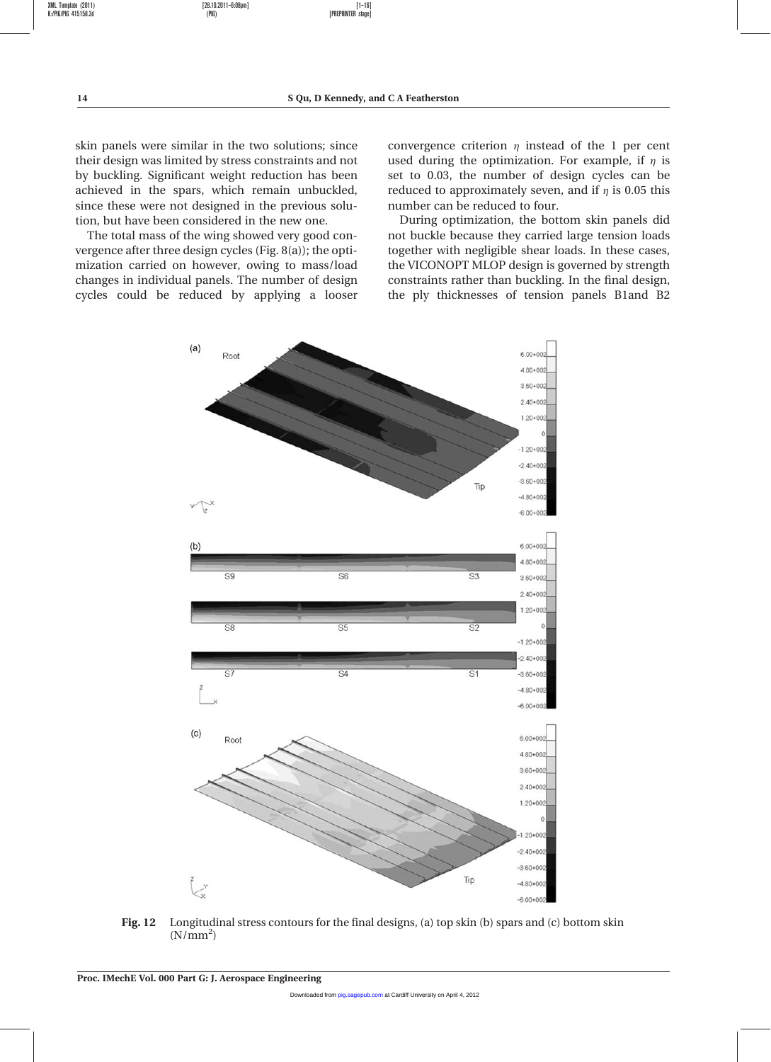skin panels were similar in the two solutions; since their design was limited by stress constraints and not by buckling. Significant weight reduction has been achieved in the spars, which remain unbuckled, since these were not designed in the previous solution, but have been considered in the new one.

The total mass of the wing showed very good convergence after three design cycles (Fig. 8(a)); the optimization carried on however, owing to mass/load changes in individual panels. The number of design cycles could be reduced by applying a looser convergence criterion $\eta$ instead of the 1 per cent used during the optimization. For example, if $\eta$ is set to 0.03, the number of design cycles can be reduced to approximately seven, and if $\eta$ is 0.05 this number can be reduced to four.

During optimization, the bottom skin panels did not buckle because they carried large tension loads together with negligible shear loads. In these cases, the VICONOPT MLOP design is governed by strength constraints rather than buckling. In the final design, the ply thicknesses of tension panels B1and B2

**Fig. 12** Longitudinal stress contours for the final designs, (a) top skin (b) spars and (c) bottom skin ($N/mm^2$)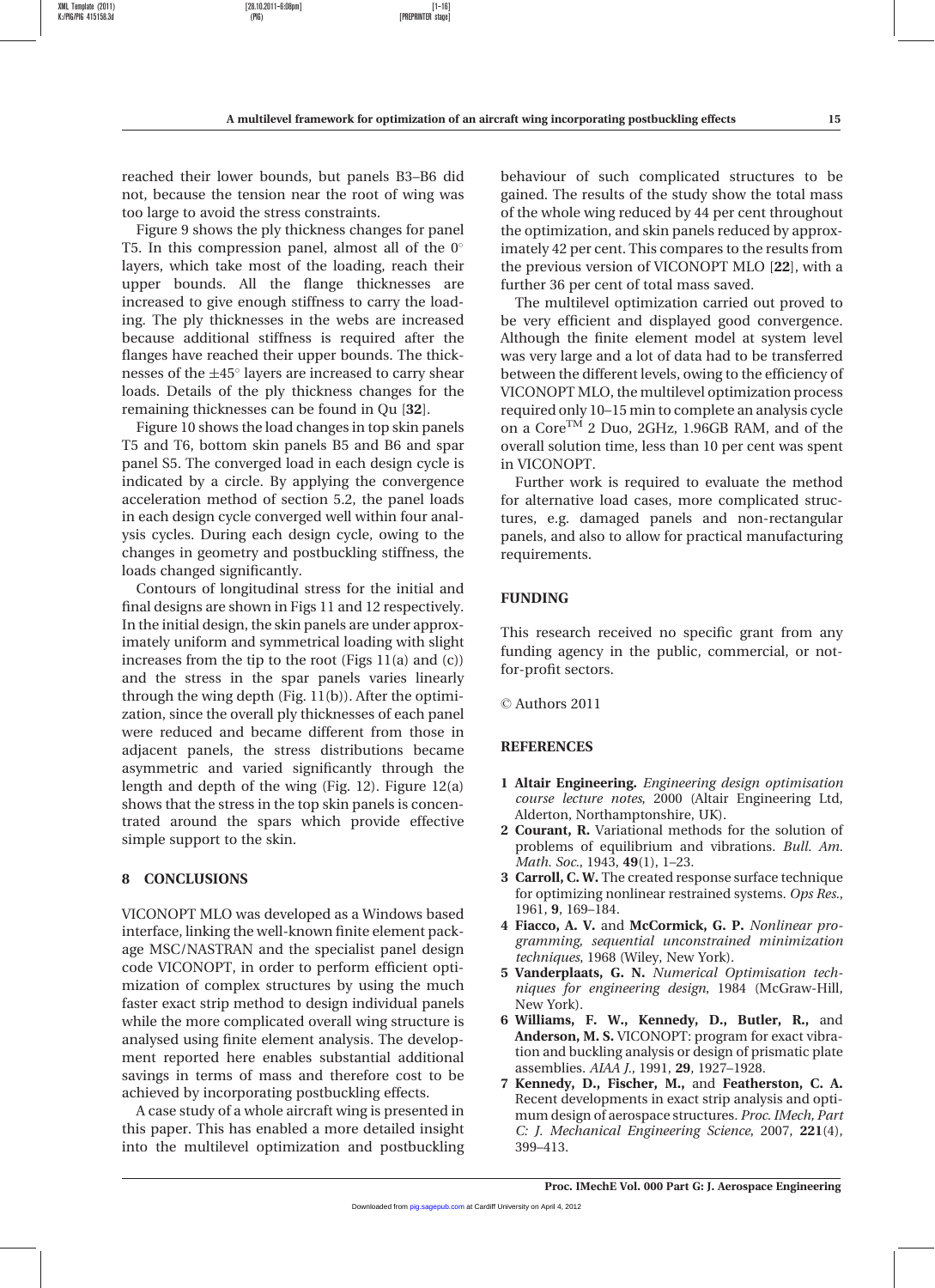reached their lower bounds, but panels B3–B6 did not, because the tension near the root of wing was too large to avoid the stress constraints.

Figure 9 shows the ply thickness changes for panel T5. In this compression panel, almost all of the 0° layers, which take most of the loading, reach their upper bounds. All the flange thicknesses are increased to give enough stiffness to carry the loading. The ply thicknesses in the webs are increased because additional stiffness is required after the flanges have reached their upper bounds. The thicknesses of the ±45° layers are increased to carry shear loads. Details of the ply thickness changes for the remaining thicknesses can be found in Qu [**32**].

Figure 10 shows the load changes in top skin panels T5 and T6, bottom skin panels B5 and B6 and spar panel S5. The converged load in each design cycle is indicated by a circle. By applying the convergence acceleration method of section 5.2, the panel loads in each design cycle converged well within four analysis cycles. During each design cycle, owing to the changes in geometry and postbuckling stiffness, the loads changed significantly.

Contours of longitudinal stress for the initial and final designs are shown in Figs 11 and 12 respectively. In the initial design, the skin panels are under approximately uniform and symmetrical loading with slight increases from the tip to the root (Figs 11(a) and (c)) and the stress in the spar panels varies linearly through the wing depth (Fig. 11(b)). After the optimization, since the overall ply thicknesses of each panel were reduced and became different from those in adjacent panels, the stress distributions became asymmetric and varied significantly through the length and depth of the wing (Fig. 12). Figure 12(a) shows that the stress in the top skin panels is concentrated around the spars which provide effective simple support to the skin.

## 8 CONCLUSIONS

VICONOPT MLO was developed as a Windows based interface, linking the well-known finite element package MSC/NASTRAN and the specialist panel design code VICONOPT, in order to perform efficient optimization of complex structures by using the much faster exact strip method to design individual panels while the more complicated overall wing structure is analysed using finite element analysis. The development reported here enables substantial additional savings in terms of mass and therefore cost to be achieved by incorporating postbuckling effects.

A case study of a whole aircraft wing is presented in this paper. This has enabled a more detailed insight into the multilevel optimization and postbuckling behaviour of such complicated structures to be gained. The results of the study show the total mass of the whole wing reduced by 44 per cent throughout the optimization, and skin panels reduced by approximately 42 per cent. This compares to the results from the previous version of VICONOPT MLO [**22**], with a further 36 per cent of total mass saved.

The multilevel optimization carried out proved to be very efficient and displayed good convergence. Although the finite element model at system level was very large and a lot of data had to be transferred between the different levels, owing to the efficiency of VICONOPT MLO, the multilevel optimization process required only 10–15 min to complete an analysis cycle on a Core™ 2 Duo, 2GHz, 1.96GB RAM, and of the overall solution time, less than 10 per cent was spent in VICONOPT.

Further work is required to evaluate the method for alternative load cases, more complicated structures, e.g. damaged panels and non-rectangular panels, and also to allow for practical manufacturing requirements.

## FUNDING

This research received no specific grant from any funding agency in the public, commercial, or not-for-profit sectors.

© Authors 2011

## REFERENCES

1. **Altair Engineering.** *Engineering design optimisation course lecture notes*, 2000 (Altair Engineering Ltd, Alderton, Northamptonshire, UK).
2. **Courant, R.** Variational methods for the solution of problems of equilibrium and vibrations. *Bull. Am. Math. Soc.*, 1943, **49**(1), 1–23.
3. **Carroll, C. W.** The created response surface technique for optimizing nonlinear restrained systems. *Ops Res.*, 1961, **9**, 169–184.
4. **Fiacco, A. V.** and **McCormick, G. P.** *Nonlinear programming, sequential unconstrained minimization techniques*, 1968 (Wiley, New York).
5. **Vanderplaats, G. N.** *Numerical Optimisation techniques for engineering design*, 1984 (McGraw-Hill, New York).
6. **Williams, F. W., Kennedy, D., Butler, R.,** and **Anderson, M. S.** VICONOPT: program for exact vibration and buckling analysis or design of prismatic plate assemblies. *AIAA J.*, 1991, **29**, 1927–1928.
7. **Kennedy, D., Fischer, M.,** and **Featherston, C. A.** Recent developments in exact strip analysis and optimum design of aerospace structures. *Proc. IMech, Part C: J. Mechanical Engineering Science*, 2007, **221**(4), 399–413.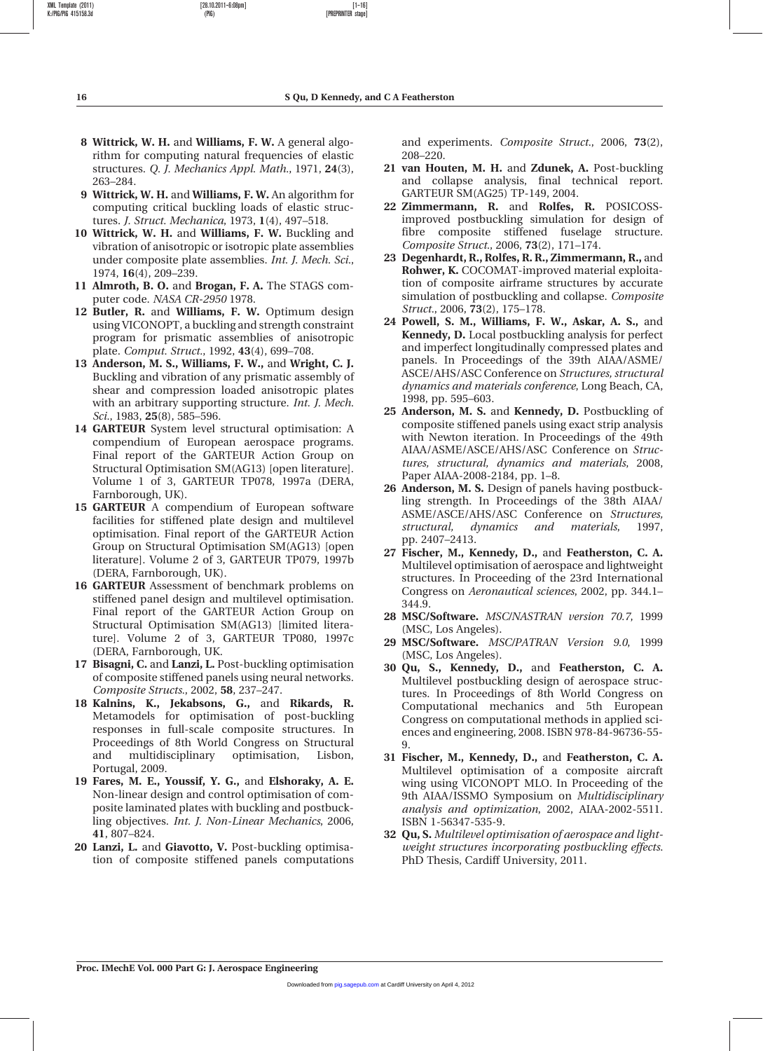8 **Wittrick, W. H.** and **Williams, F. W.** A general algorithm for computing natural frequencies of elastic structures. *Q. J. Mechanics Appl. Math.*, 1971, **24**(3), 263–284.

9 **Wittrick, W. H.** and **Williams, F. W.** An algorithm for computing critical buckling loads of elastic structures. *J. Struct. Mechanica*, 1973, **1**(4), 497–518.

10 **Wittrick, W. H.** and **Williams, F. W.** Buckling and vibration of anisotropic or isotropic plate assemblies under composite plate assemblies. *Int. J. Mech. Sci.*, 1974, **16**(4), 209–239.

11 **Almroth, B. O.** and **Brogan, F. A.** The STAGS computer code. *NASA CR-2950* 1978.

12 **Butler, R.** and **Williams, F. W.** Optimum design using VICONOPT, a buckling and strength constraint program for prismatic assemblies of anisotropic plate. *Comput. Struct.*, 1992, **43**(4), 699–708.

13 **Anderson, M. S., Williams, F. W.,** and **Wright, C. J.** Buckling and vibration of any prismatic assembly of shear and compression loaded anisotropic plates with an arbitrary supporting structure. *Int. J. Mech. Sci.*, 1983, **25**(8), 585–596.

14 **GARTEUR** System level structural optimisation: A compendium of European aerospace programs. Final report of the GARTEUR Action Group on Structural Optimisation SM(AG13) [open literature]. Volume 1 of 3, GARTEUR TP078, 1997a (DERA, Farnborough, UK).

15 **GARTEUR** A compendium of European software facilities for stiffened plate design and multilevel optimisation. Final report of the GARTEUR Action Group on Structural Optimisation SM(AG13) [open literature]. Volume 2 of 3, GARTEUR TP079, 1997b (DERA, Farnborough, UK).

16 **GARTEUR** Assessment of benchmark problems on stiffened panel design and multilevel optimisation. Final report of the GARTEUR Action Group on Structural Optimisation SM(AG13) [limited literature]. Volume 2 of 3, GARTEUR TP080, 1997c (DERA, Farnborough, UK.

17 **Bisagni, C.** and **Lanzi, L.** Post-buckling optimisation of composite stiffened panels using neural networks. *Composite Structs.*, 2002, **58**, 237–247.

18 **Kalnins, K., Jekabsons, G.,** and **Rikards, R.** Metamodels for optimisation of post-buckling responses in full-scale composite structures. In Proceedings of 8th World Congress on Structural and multidisciplinary optimisation, Lisbon, Portugal, 2009.

19 **Fares, M. E., Youssif, Y. G.,** and **Elshoraky, A. E.** Non-linear design and control optimisation of composite laminated plates with buckling and postbuckling objectives. *Int. J. Non-Linear Mechanics*, 2006, **41**, 807–824.

20 **Lanzi, L.** and **Giavotto, V.** Post-buckling optimisation of composite stiffened panels computations and experiments. *Composite Struct.*, 2006, **73**(2), 208–220.

21 **van Houten, M. H.** and **Zdunek, A.** Post-buckling and collapse analysis, final technical report. GARTEUR SM(AG25) TP-149, 2004.

22 **Zimmermann, R.** and **Rolfes, R.** POSICOSS-improved postbuckling simulation for design of fibre composite stiffened fuselage structure. *Composite Struct.*, 2006, **73**(2), 171–174.

23 **Degenhardt, R., Rolfes, R. R., Zimmermann, R.,** and **Rohwer, K.** COCOMAT-improved material exploitation of composite airframe structures by accurate simulation of postbuckling and collapse. *Composite Struct.*, 2006, **73**(2), 175–178.

24 **Powell, S. M., Williams, F. W., Askar, A. S.,** and **Kennedy, D.** Local postbuckling analysis for perfect and imperfect longitudinally compressed plates and panels. In Proceedings of the 39th AIAA/ASME/ASCE/AHS/ASC Conference on *Structures, structural dynamics and materials conference*, Long Beach, CA, 1998, pp. 595–603.

25 **Anderson, M. S.** and **Kennedy, D.** Postbuckling of composite stiffened panels using exact strip analysis with Newton iteration. In Proceedings of the 49th AIAA/ASME/ASCE/AHS/ASC Conference on *Structures, structural, dynamics and materials*, 2008, Paper AIAA-2008-2184, pp. 1–8.

26 **Anderson, M. S.** Design of panels having postbuckling strength. In Proceedings of the 38th AIAA/ASME/ASCE/AHS/ASC Conference on *Structures, structural, dynamics and materials*, 1997, pp. 2407–2413.

27 **Fischer, M., Kennedy, D.,** and **Featherston, C. A.** Multilevel optimisation of aerospace and lightweight structures. In Proceeding of the 23rd International Congress on *Aeronautical sciences*, 2002, pp. 344.1–344.9.

28 **MSC/Software.** *MSC/NASTRAN version 70.7*, 1999 (MSC, Los Angeles).

29 **MSC/Software.** *MSC/PATRAN Version 9.0*, 1999 (MSC, Los Angeles).

30 **Qu, S., Kennedy, D.,** and **Featherston, C. A.** Multilevel postbuckling design of aerospace structures. In Proceedings of 8th World Congress on Computational mechanics and 5th European Congress on computational methods in applied sciences and engineering, 2008. ISBN 978-84-96736-55-9.

31 **Fischer, M., Kennedy, D.,** and **Featherston, C. A.** Multilevel optimisation of a composite aircraft wing using VICONOPT MLO. In Proceeding of the 9th AIAA/ISSMO Symposium on *Multidisciplinary analysis and optimization*, 2002, AIAA-2002-5511. ISBN 1-56347-535-9.

32 **Qu, S.** *Multilevel optimisation of aerospace and lightweight structures incorporating postbuckling effects*. PhD Thesis, Cardiff University, 2011.